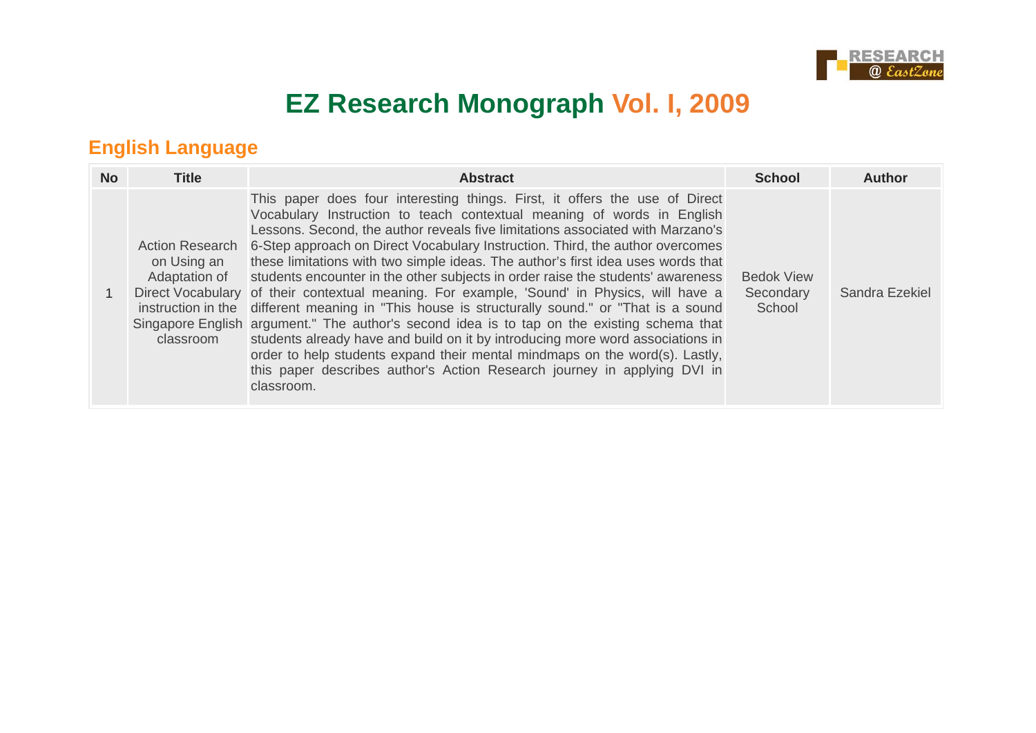# EZ Research Monograph Vol. I, 2009

## English Language

| No | Title | Abstract | School | Author |
| --- | --- | --- | --- | --- |
| 1 | Action Research on Using an Adaptation of Direct Vocabulary instruction in the Singapore English classroom | This paper does four interesting things. First, it offers the use of Direct Vocabulary Instruction to teach contextual meaning of words in English Lessons. Second, the author reveals five limitations associated with Marzano's 6-Step approach on Direct Vocabulary Instruction. Third, the author overcomes these limitations with two simple ideas. The author's first idea uses words that students encounter in the other subjects in order raise the students' awareness of their contextual meaning. For example, 'Sound' in Physics, will have a different meaning in "This house is structurally sound." or "That is a sound argument." The author's second idea is to tap on the existing schema that students already have and build on it by introducing more word associations in order to help students expand their mental mindmaps on the word(s). Lastly, this paper describes author's Action Research journey in applying DVI in classroom. | Bedok View Secondary School | Sandra Ezekiel |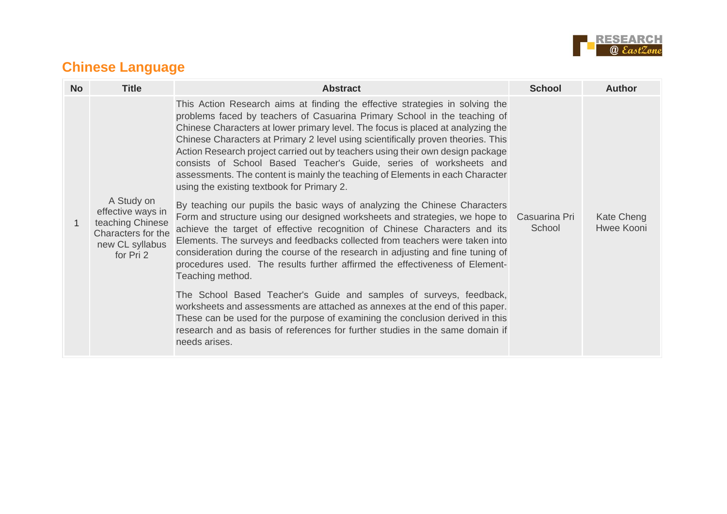## Chinese Language

| No | Title | Abstract | School | Author |
|---|---|---|---|---|
| 1 | A Study on effective ways in teaching Chinese Characters for the new CL syllabus for Pri 2 | This Action Research aims at finding the effective strategies in solving the problems faced by teachers of Casuarina Primary School in the teaching of Chinese Characters at lower primary level. The focus is placed at analyzing the Chinese Characters at Primary 2 level using scientifically proven theories. This Action Research project carried out by teachers using their own design package consists of School Based Teacher's Guide, series of worksheets and assessments. The content is mainly the teaching of Elements in each Character using the existing textbook for Primary 2.<br><br>By teaching our pupils the basic ways of analyzing the Chinese Characters Form and structure using our designed worksheets and strategies, we hope to achieve the target of effective recognition of Chinese Characters and its Elements. The surveys and feedbacks collected from teachers were taken into consideration during the course of the research in adjusting and fine tuning of procedures used. The results further affirmed the effectiveness of Element-Teaching method.<br><br>The School Based Teacher's Guide and samples of surveys, feedback, worksheets and assessments are attached as annexes at the end of this paper. These can be used for the purpose of examining the conclusion derived in this research and as basis of references for further studies in the same domain if needs arises. | Casuarina Pri School | Kate Cheng Hwee Kooni |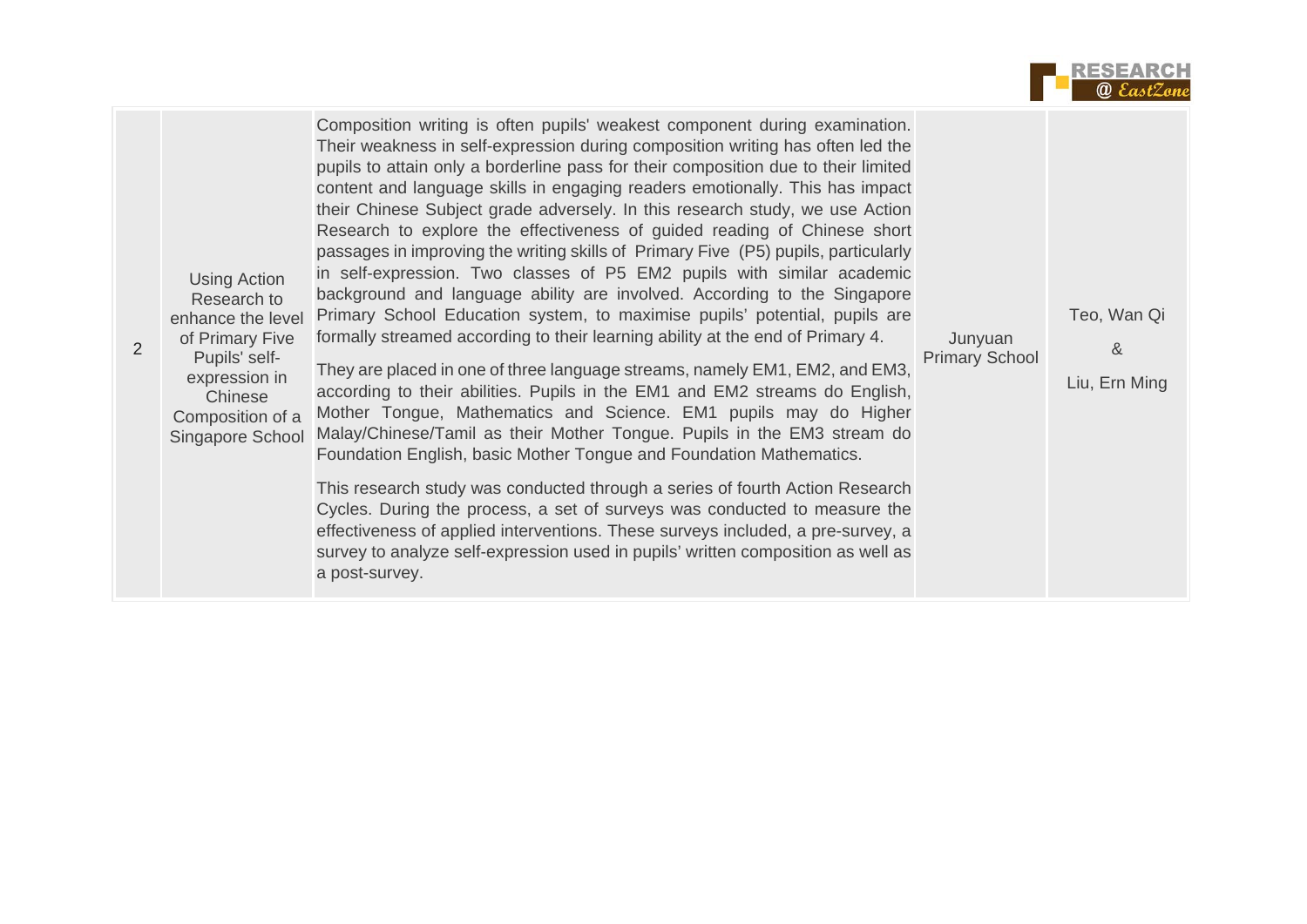| | | | | |
|---|---|---|---|---|
| 2 | Using Action Research to enhance the level of Primary Five Pupils' self-expression in Chinese Composition of a Singapore School | Composition writing is often pupils' weakest component during examination. Their weakness in self-expression during composition writing has often led the pupils to attain only a borderline pass for their composition due to their limited content and language skills in engaging readers emotionally. This has impact their Chinese Subject grade adversely. In this research study, we use Action Research to explore the effectiveness of guided reading of Chinese short passages in improving the writing skills of Primary Five (P5) pupils, particularly in self-expression. Two classes of P5 EM2 pupils with similar academic background and language ability are involved. According to the Singapore Primary School Education system, to maximise pupils' potential, pupils are formally streamed according to their learning ability at the end of Primary 4.<br><br>They are placed in one of three language streams, namely EM1, EM2, and EM3, according to their abilities. Pupils in the EM1 and EM2 streams do English, Mother Tongue, Mathematics and Science. EM1 pupils may do Higher Malay/Chinese/Tamil as their Mother Tongue. Pupils in the EM3 stream do Foundation English, basic Mother Tongue and Foundation Mathematics.<br><br>This research study was conducted through a series of fourth Action Research Cycles. During the process, a set of surveys was conducted to measure the effectiveness of applied interventions. These surveys included, a pre-survey, a survey to analyze self-expression used in pupils' written composition as well as a post-survey. | Junyuan Primary School | Teo, Wan Qi<br><br>&<br><br>Liu, Ern Ming |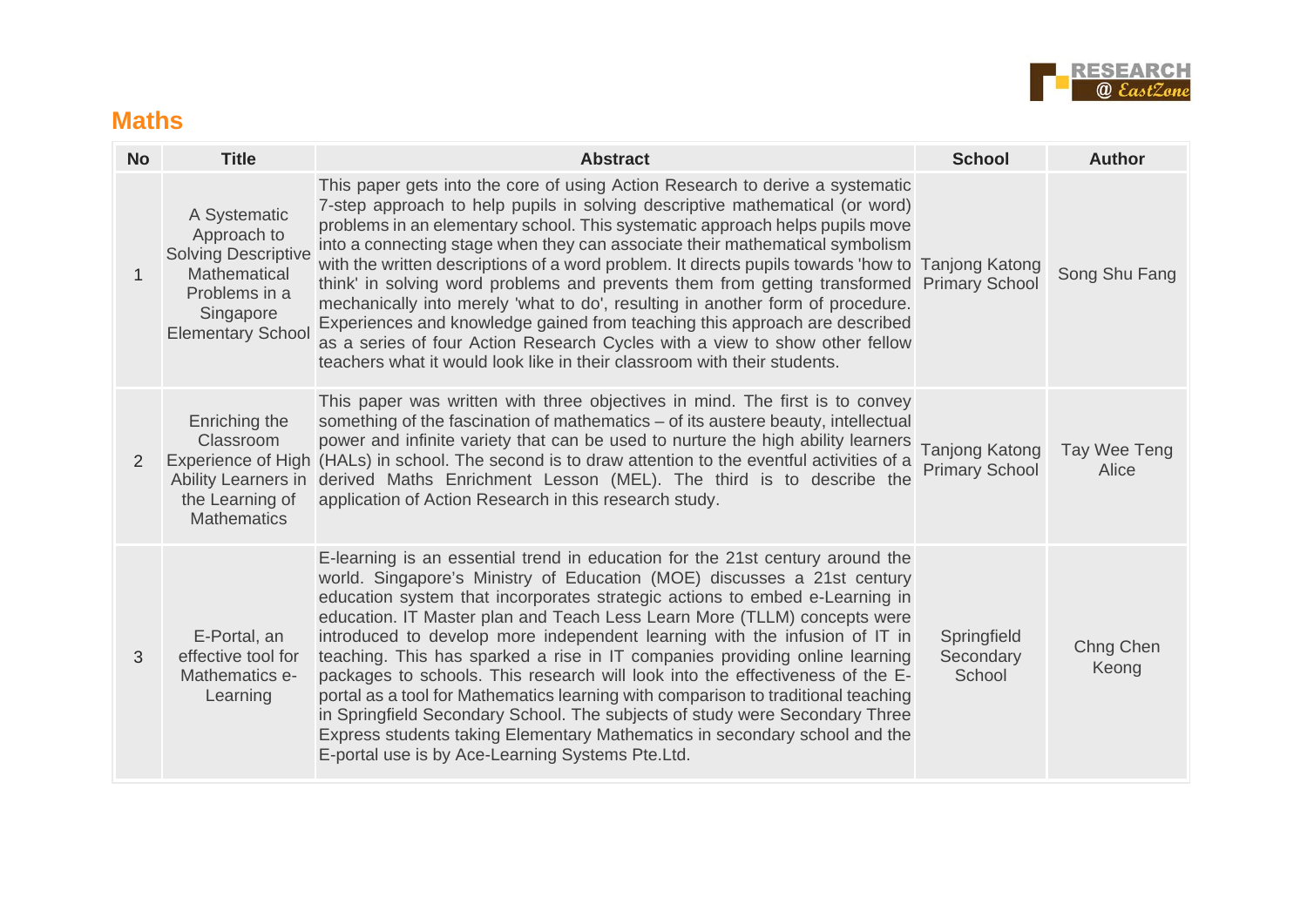## Maths

| No | Title | Abstract | School | Author |
|---|---|---|---|---|
| 1 | A Systematic Approach to Solving Descriptive Mathematical Problems in a Singapore Elementary School | This paper gets into the core of using Action Research to derive a systematic 7-step approach to help pupils in solving descriptive mathematical (or word) problems in an elementary school. This systematic approach helps pupils move into a connecting stage when they can associate their mathematical symbolism with the written descriptions of a word problem. It directs pupils towards 'how to think' in solving word problems and prevents them from getting transformed mechanically into merely 'what to do', resulting in another form of procedure. Experiences and knowledge gained from teaching this approach are described as a series of four Action Research Cycles with a view to show other fellow teachers what it would look like in their classroom with their students. | Tanjong Katong Primary School | Song Shu Fang |
| 2 | Enriching the Classroom Experience of High Ability Learners in the Learning of Mathematics | This paper was written with three objectives in mind. The first is to convey something of the fascination of mathematics – of its austere beauty, intellectual power and infinite variety that can be used to nurture the high ability learners (HALs) in school. The second is to draw attention to the eventful activities of a derived Maths Enrichment Lesson (MEL). The third is to describe the application of Action Research in this research study. | Tanjong Katong Primary School | Tay Wee Teng Alice |
| 3 | E-Portal, an effective tool for Mathematics e-Learning | E-learning is an essential trend in education for the 21st century around the world. Singapore's Ministry of Education (MOE) discusses a 21st century education system that incorporates strategic actions to embed e-Learning in education. IT Master plan and Teach Less Learn More (TLLM) concepts were introduced to develop more independent learning with the infusion of IT in teaching. This has sparked a rise in IT companies providing online learning packages to schools. This research will look into the effectiveness of the E-portal as a tool for Mathematics learning with comparison to traditional teaching in Springfield Secondary School. The subjects of study were Secondary Three Express students taking Elementary Mathematics in secondary school and the E-portal use is by Ace-Learning Systems Pte.Ltd. | Springfield Secondary School | Chng Chen Keong |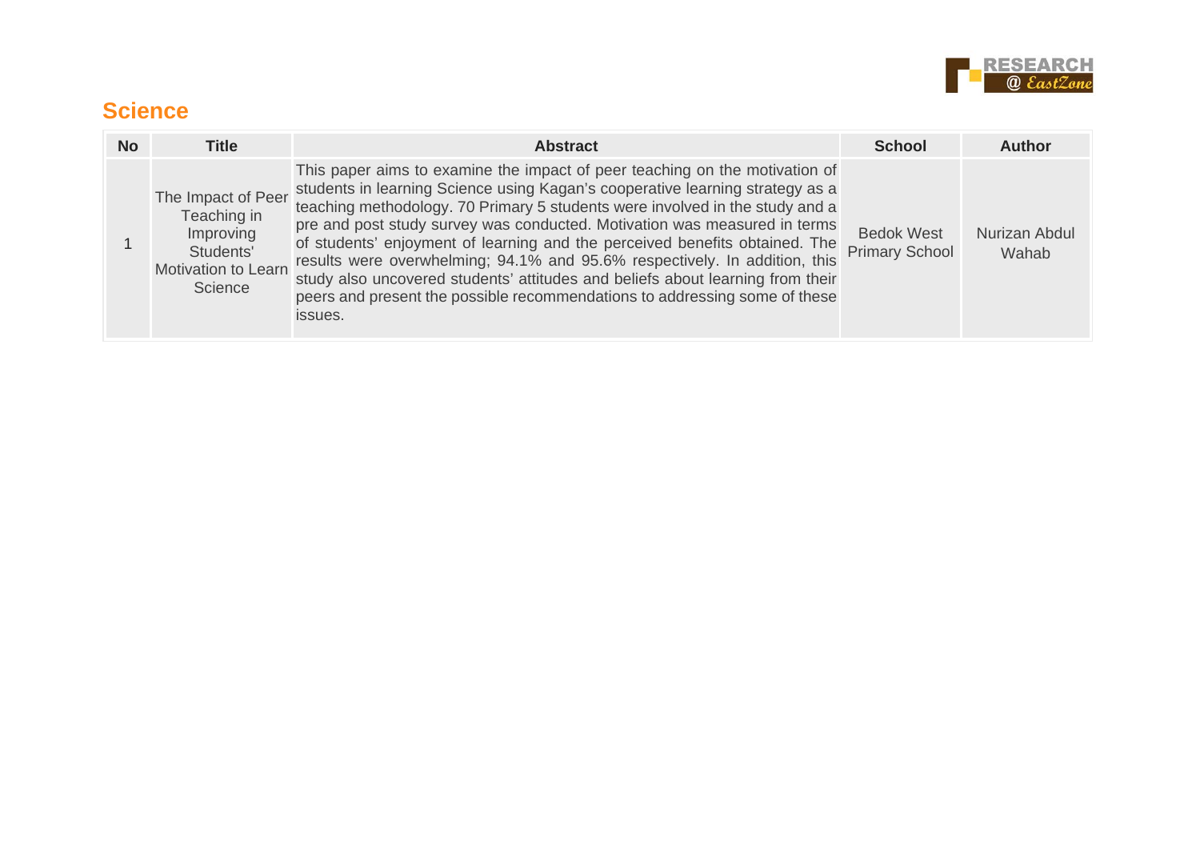## Science

| No | Title | Abstract | School | Author |
|---|---|---|---|---|
| 1 | The Impact of Peer Teaching in Improving Students' Motivation to Learn Science | This paper aims to examine the impact of peer teaching on the motivation of students in learning Science using Kagan's cooperative learning strategy as a teaching methodology. 70 Primary 5 students were involved in the study and a pre and post study survey was conducted. Motivation was measured in terms of students' enjoyment of learning and the perceived benefits obtained. The results were overwhelming; 94.1% and 95.6% respectively. In addition, this study also uncovered students' attitudes and beliefs about learning from their peers and present the possible recommendations to addressing some of these issues. | Bedok West Primary School | Nurizan Abdul Wahab |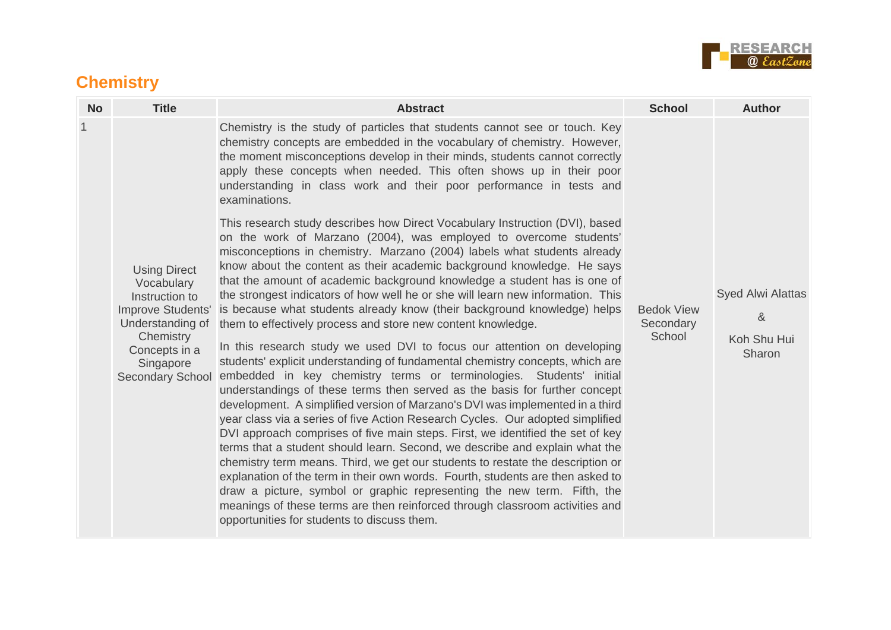## Chemistry

| No | Title | Abstract | School | Author |
|---|---|---|---|---|
| 1 | Using Direct Vocabulary Instruction to Improve Students' Understanding of Chemistry Concepts in a Singapore Secondary School | Chemistry is the study of particles that students cannot see or touch. Key chemistry concepts are embedded in the vocabulary of chemistry. However, the moment misconceptions develop in their minds, students cannot correctly apply these concepts when needed. This often shows up in their poor understanding in class work and their poor performance in tests and examinations.<br><br>This research study describes how Direct Vocabulary Instruction (DVI), based on the work of Marzano (2004), was employed to overcome students' misconceptions in chemistry. Marzano (2004) labels what students already know about the content as their academic background knowledge. He says that the amount of academic background knowledge a student has is one of the strongest indicators of how well he or she will learn new information. This is because what students already know (their background knowledge) helps them to effectively process and store new content knowledge.<br><br>In this research study we used DVI to focus our attention on developing students' explicit understanding of fundamental chemistry concepts, which are embedded in key chemistry terms or terminologies. Students' initial understandings of these terms then served as the basis for further concept development. A simplified version of Marzano's DVI was implemented in a third year class via a series of five Action Research Cycles. Our adopted simplified DVI approach comprises of five main steps. First, we identified the set of key terms that a student should learn. Second, we describe and explain what the chemistry term means. Third, we get our students to restate the description or explanation of the term in their own words. Fourth, students are then asked to draw a picture, symbol or graphic representing the new term. Fifth, the meanings of these terms are then reinforced through classroom activities and opportunities for students to discuss them. | Bedok View Secondary School | Syed Alwi Alattas<br><br>&<br><br>Koh Shu Hui Sharon |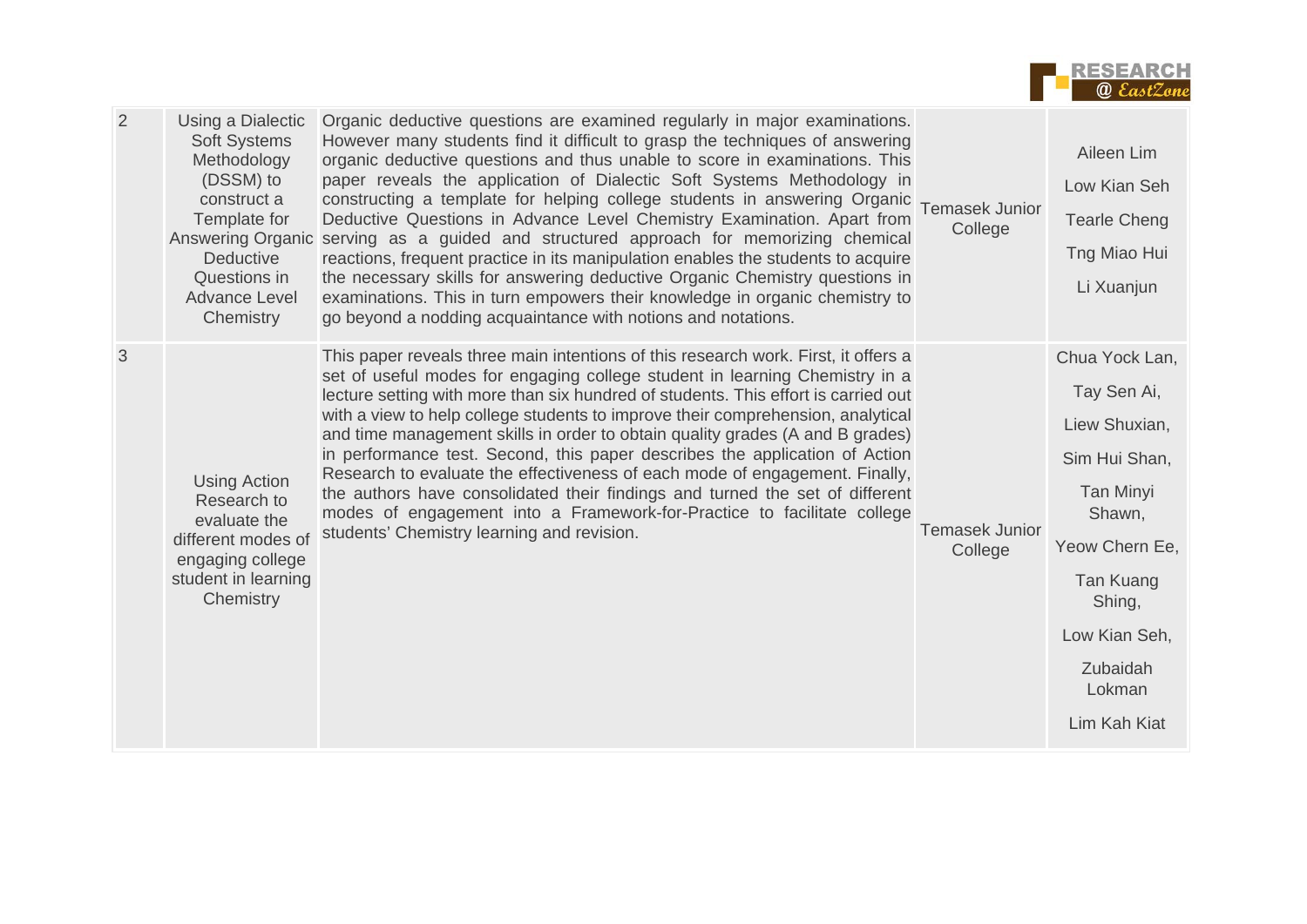| 2 | Using a Dialectic Soft Systems Methodology (DSSM) to construct a Template for Answering Organic Deductive Questions in Advance Level Chemistry | Organic deductive questions are examined regularly in major examinations. However many students find it difficult to grasp the techniques of answering organic deductive questions and thus unable to score in examinations. This paper reveals the application of Dialectic Soft Systems Methodology in constructing a template for helping college students in answering Organic Deductive Questions in Advance Level Chemistry Examination. Apart from serving as a guided and structured approach for memorizing chemical reactions, frequent practice in its manipulation enables the students to acquire the necessary skills for answering deductive Organic Chemistry questions in examinations. This in turn empowers their knowledge in organic chemistry to go beyond a nodding acquaintance with notions and notations. | Temasek Junior College | Aileen Lim<br>Low Kian Seh<br>Tearle Cheng<br>Tng Miao Hui<br>Li Xuanjun |
|---|---|---|---|---|
| 3 | Using Action Research to evaluate the different modes of engaging college student in learning Chemistry | This paper reveals three main intentions of this research work. First, it offers a set of useful modes for engaging college student in learning Chemistry in a lecture setting with more than six hundred of students. This effort is carried out with a view to help college students to improve their comprehension, analytical and time management skills in order to obtain quality grades (A and B grades) in performance test. Second, this paper describes the application of Action Research to evaluate the effectiveness of each mode of engagement. Finally, the authors have consolidated their findings and turned the set of different modes of engagement into a Framework-for-Practice to facilitate college students' Chemistry learning and revision. | Temasek Junior College | Chua Yock Lan,<br>Tay Sen Ai,<br>Liew Shuxian,<br>Sim Hui Shan,<br>Tan Minyi Shawn,<br>Yeow Chern Ee,<br>Tan Kuang Shing,<br>Low Kian Seh,<br>Zubaidah Lokman<br>Lim Kah Kiat |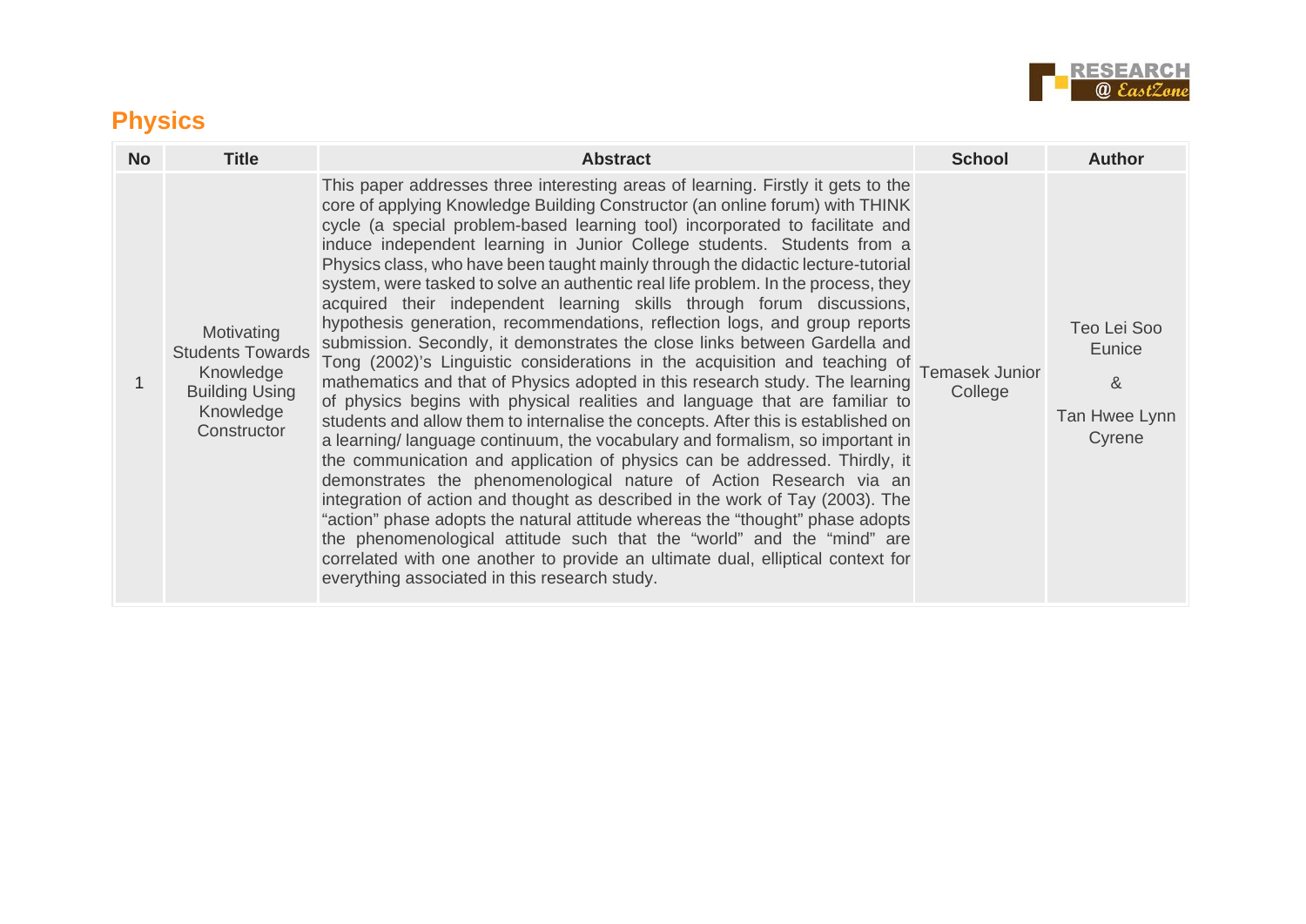## Physics

| No | Title | Abstract | School | Author |
|---|---|---|---|---|
| 1 | Motivating Students Towards Knowledge Building Using Knowledge Constructor | This paper addresses three interesting areas of learning. Firstly it gets to the core of applying Knowledge Building Constructor (an online forum) with THINK cycle (a special problem-based learning tool) incorporated to facilitate and induce independent learning in Junior College students. Students from a Physics class, who have been taught mainly through the didactic lecture-tutorial system, were tasked to solve an authentic real life problem. In the process, they acquired their independent learning skills through forum discussions, hypothesis generation, recommendations, reflection logs, and group reports submission. Secondly, it demonstrates the close links between Gardella and Tong (2002)'s Linguistic considerations in the acquisition and teaching of mathematics and that of Physics adopted in this research study. The learning of physics begins with physical realities and language that are familiar to students and allow them to internalise the concepts. After this is established on a learning/ language continuum, the vocabulary and formalism, so important in the communication and application of physics can be addressed. Thirdly, it demonstrates the phenomenological nature of Action Research via an integration of action and thought as described in the work of Tay (2003). The "action" phase adopts the natural attitude whereas the "thought" phase adopts the phenomenological attitude such that the "world" and the "mind" are correlated with one another to provide an ultimate dual, elliptical context for everything associated in this research study. | Temasek Junior College | Teo Lei Soo Eunice & Tan Hwee Lynn Cyrene |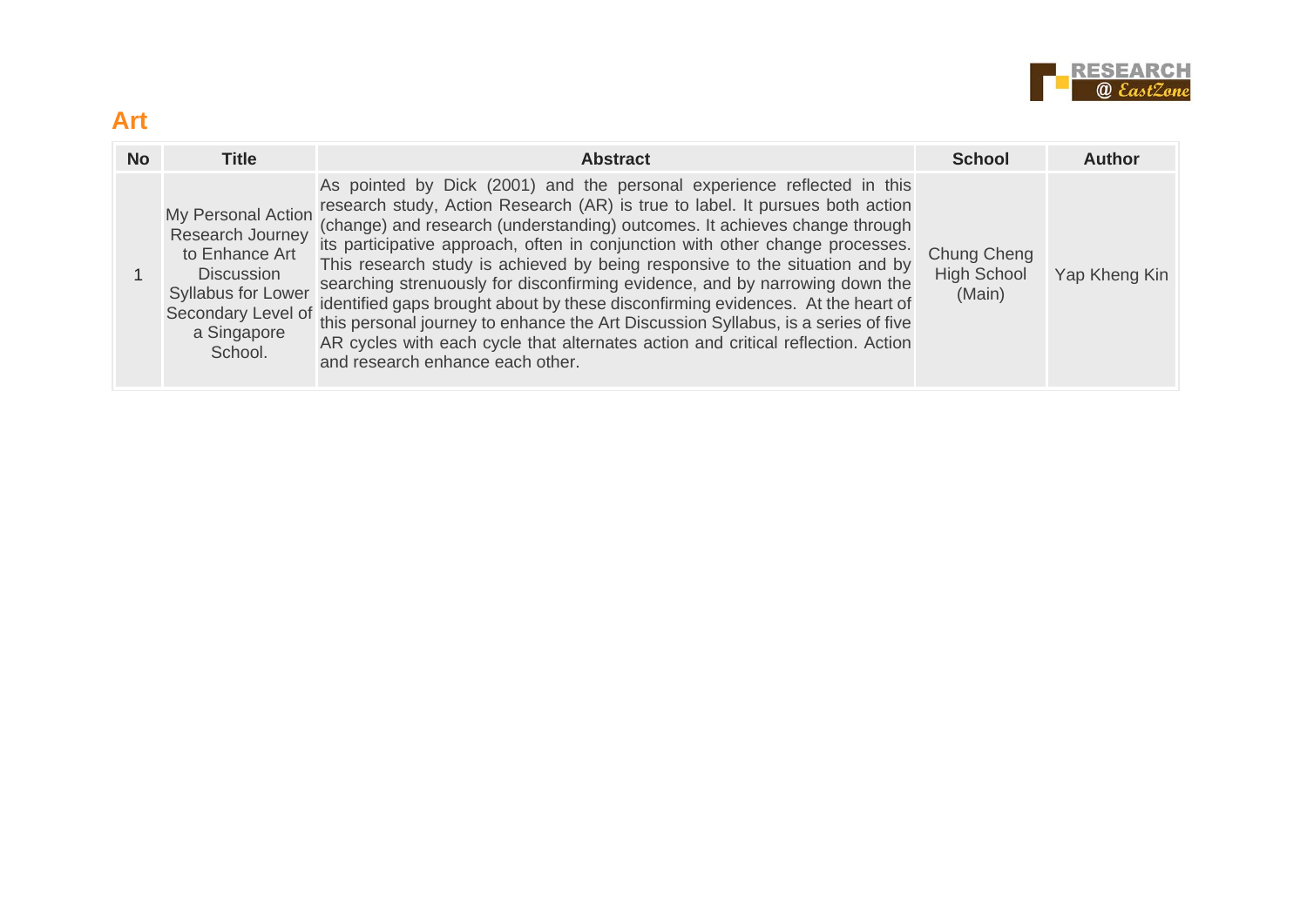## Art

| No | Title | Abstract | School | Author |
|---|---|---|---|---|
| 1 | My Personal Action Research Journey to Enhance Art Discussion Syllabus for Lower Secondary Level of a Singapore School. | As pointed by Dick (2001) and the personal experience reflected in this research study, Action Research (AR) is true to label. It pursues both action (change) and research (understanding) outcomes. It achieves change through its participative approach, often in conjunction with other change processes. This research study is achieved by being responsive to the situation and by searching strenuously for disconfirming evidence, and by narrowing down the identified gaps brought about by these disconfirming evidences. At the heart of this personal journey to enhance the Art Discussion Syllabus, is a series of five AR cycles with each cycle that alternates action and critical reflection. Action and research enhance each other. | Chung Cheng High School (Main) | Yap Kheng Kin |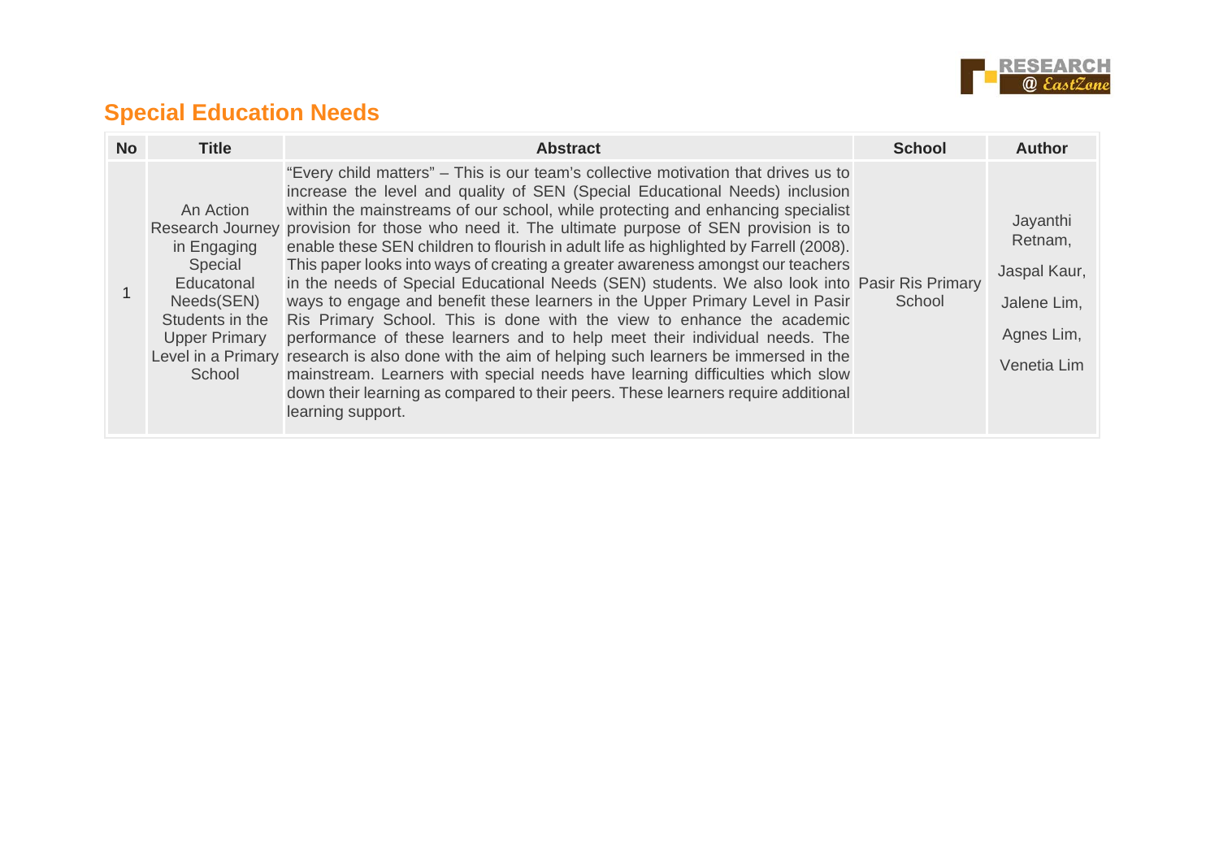## Special Education Needs

| No | Title | Abstract | School | Author |
|---|---|---|---|---|
| 1 | An Action Research Journey in Engaging Special Educatonal Needs(SEN) Students in the Upper Primary Level in a Primary School | "Every child matters" – This is our team's collective motivation that drives us to increase the level and quality of SEN (Special Educational Needs) inclusion within the mainstreams of our school, while protecting and enhancing specialist provision for those who need it. The ultimate purpose of SEN provision is to enable these SEN children to flourish in adult life as highlighted by Farrell (2008). This paper looks into ways of creating a greater awareness amongst our teachers in the needs of Special Educational Needs (SEN) students. We also look into ways to engage and benefit these learners in the Upper Primary Level in Pasir Ris Primary School. This is done with the view to enhance the academic performance of these learners and to help meet their individual needs. The research is also done with the aim of helping such learners be immersed in the mainstream. Learners with special needs have learning difficulties which slow down their learning as compared to their peers. These learners require additional learning support. | Pasir Ris Primary School | Jayanthi Retnam, Jaspal Kaur, Jalene Lim, Agnes Lim, Venetia Lim |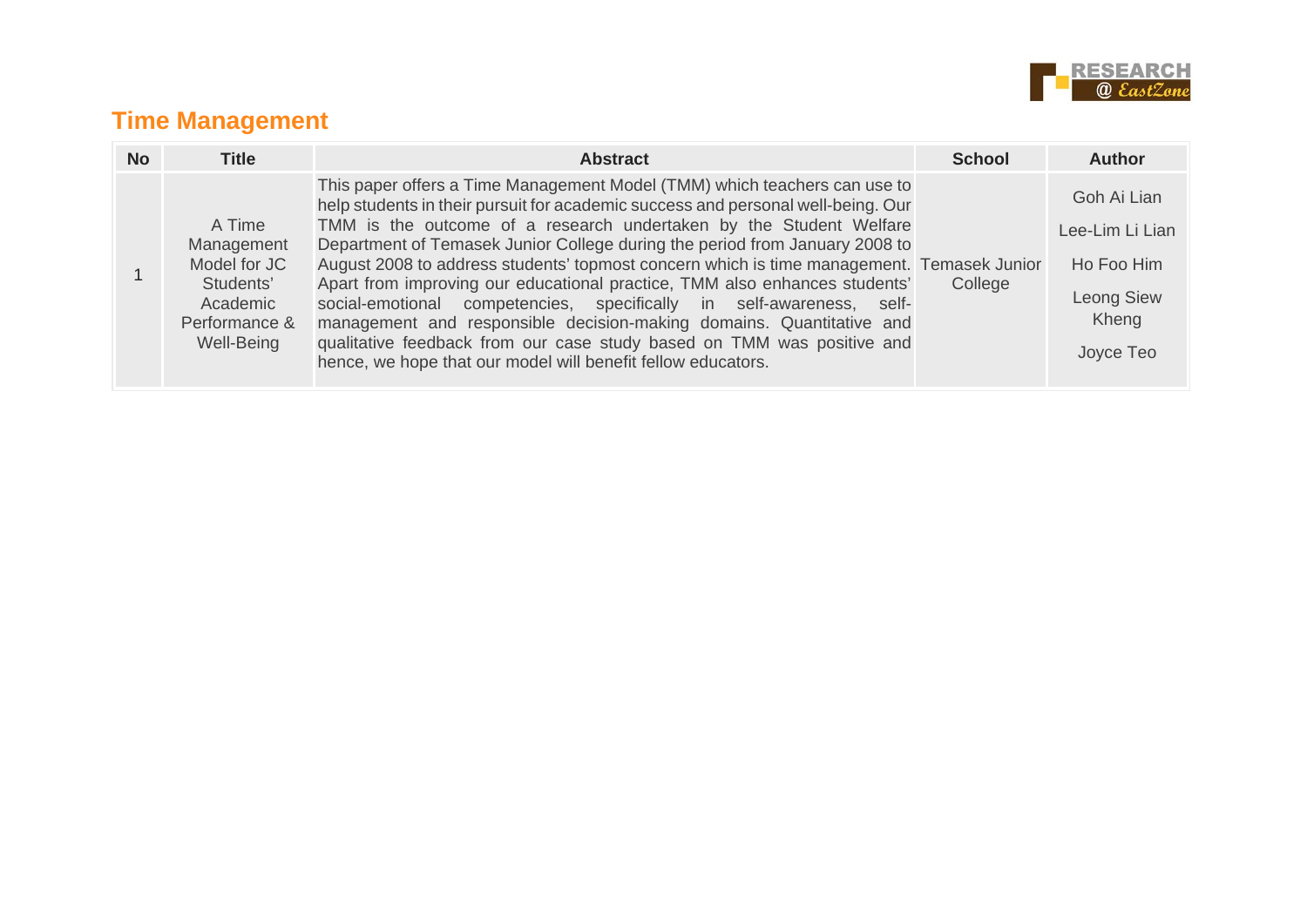## Time Management

| No | Title | Abstract | School | Author |
|---|---|---|---|---|
| 1 | A Time Management Model for JC Students' Academic Performance & Well-Being | This paper offers a Time Management Model (TMM) which teachers can use to help students in their pursuit for academic success and personal well-being. Our TMM is the outcome of a research undertaken by the Student Welfare Department of Temasek Junior College during the period from January 2008 to August 2008 to address students' topmost concern which is time management. Apart from improving our educational practice, TMM also enhances students' social-emotional competencies, specifically in self-awareness, self-management and responsible decision-making domains. Quantitative and qualitative feedback from our case study based on TMM was positive and hence, we hope that our model will benefit fellow educators. | Temasek Junior College | Goh Ai Lian<br>Lee-Lim Li Lian<br>Ho Foo Him<br>Leong Siew Kheng<br>Joyce Teo |